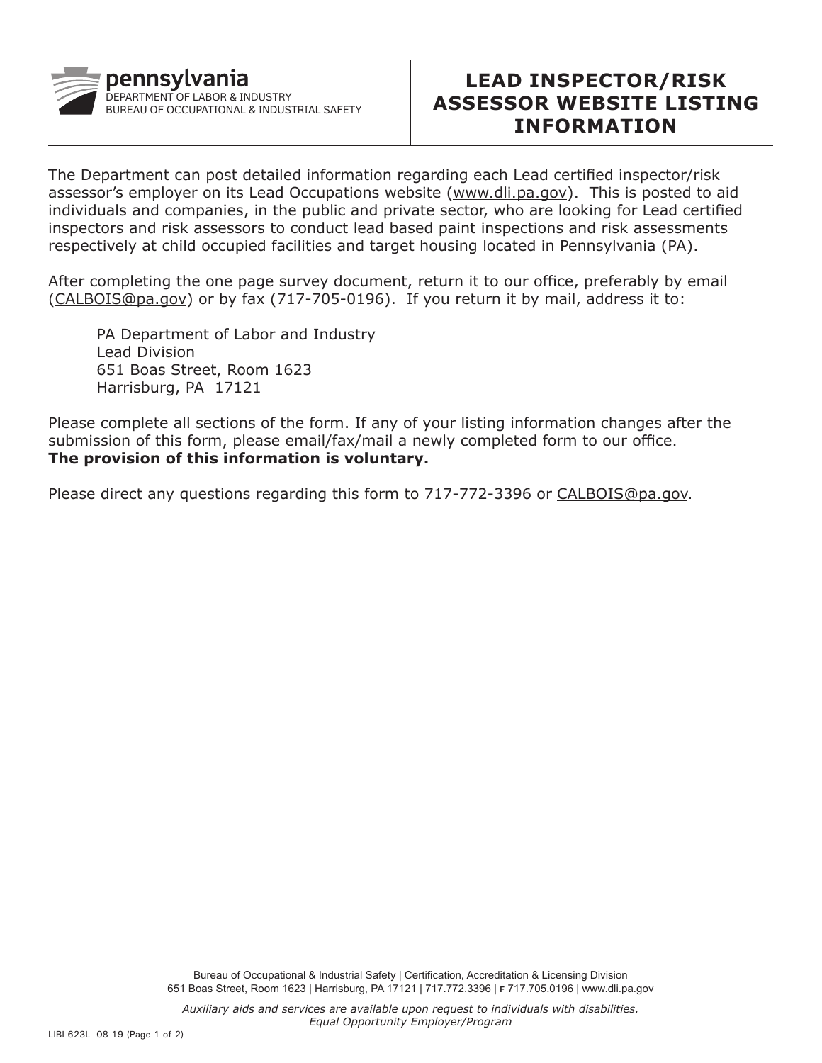pennsylvania
DEPARTMENT OF LABOR & INDUSTRY
BUREAU OF OCCUPATIONAL & INDUSTRIAL SAFETY

# LEAD INSPECTOR/RISK ASSESSOR WEBSITE LISTING INFORMATION

The Department can post detailed information regarding each Lead certified inspector/risk assessor's employer on its Lead Occupations website (www.dli.pa.gov). This is posted to aid individuals and companies, in the public and private sector, who are looking for Lead certified inspectors and risk assessors to conduct lead based paint inspections and risk assessments respectively at child occupied facilities and target housing located in Pennsylvania (PA).

After completing the one page survey document, return it to our office, preferably by email (CALBOIS@pa.gov) or by fax (717-705-0196). If you return it by mail, address it to:

PA Department of Labor and Industry
Lead Division
651 Boas Street, Room 1623
Harrisburg, PA 17121

Please complete all sections of the form. If any of your listing information changes after the submission of this form, please email/fax/mail a newly completed form to our office.
**The provision of this information is voluntary.**

Please direct any questions regarding this form to 717-772-3396 or CALBOIS@pa.gov.

Bureau of Occupational & Industrial Safety | Certification, Accreditation & Licensing Division
651 Boas Street, Room 1623 | Harrisburg, PA 17121 | 717.772.3396 | F 717.705.0196 | www.dli.pa.gov

*Auxiliary aids and services are available upon request to individuals with disabilities.*
*Equal Opportunity Employer/Program*

LIBI-623L 08-19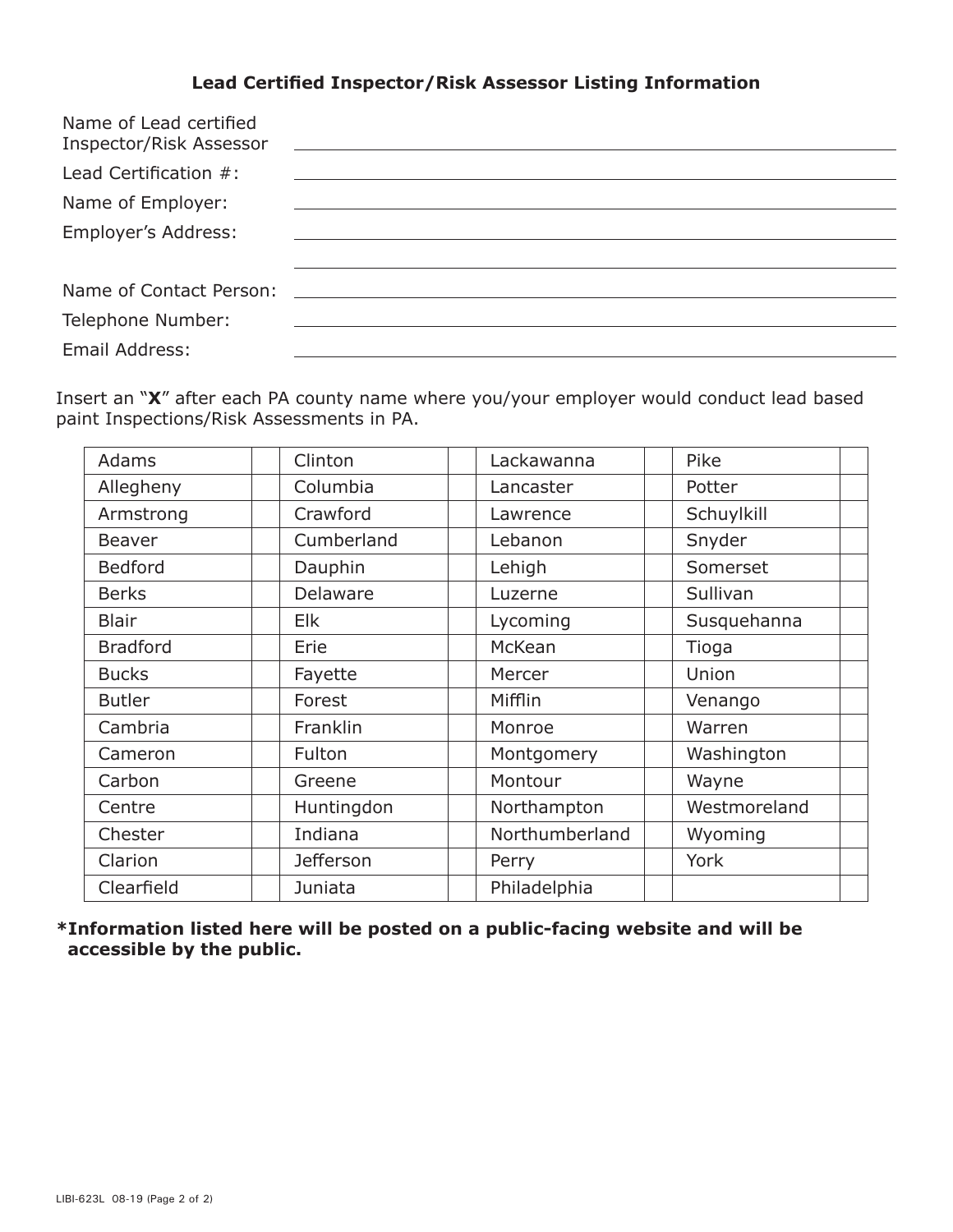## Lead Certified Inspector/Risk Assessor Listing Information

Name of Lead certified Inspector/Risk Assessor \_\_\_\_\_\_\_\_\_\_\_\_\_\_\_\_\_\_\_\_\_\_\_\_\_\_\_\_\_\_\_\_\_\_\_\_\_\_\_\_

Lead Certification #: \_\_\_\_\_\_\_\_\_\_\_\_\_\_\_\_\_\_\_\_\_\_\_\_\_\_\_\_\_\_\_\_\_\_\_\_\_\_\_\_

Name of Employer: \_\_\_\_\_\_\_\_\_\_\_\_\_\_\_\_\_\_\_\_\_\_\_\_\_\_\_\_\_\_\_\_\_\_\_\_\_\_\_\_

Employer's Address: \_\_\_\_\_\_\_\_\_\_\_\_\_\_\_\_\_\_\_\_\_\_\_\_\_\_\_\_\_\_\_\_\_\_\_\_\_\_\_\_

\_\_\_\_\_\_\_\_\_\_\_\_\_\_\_\_\_\_\_\_\_\_\_\_\_\_\_\_\_\_\_\_\_\_\_\_\_\_\_\_

Name of Contact Person: \_\_\_\_\_\_\_\_\_\_\_\_\_\_\_\_\_\_\_\_\_\_\_\_\_\_\_\_\_\_\_\_\_\_\_\_\_\_\_\_

Telephone Number: \_\_\_\_\_\_\_\_\_\_\_\_\_\_\_\_\_\_\_\_\_\_\_\_\_\_\_\_\_\_\_\_\_\_\_\_\_\_\_\_

Email Address: \_\_\_\_\_\_\_\_\_\_\_\_\_\_\_\_\_\_\_\_\_\_\_\_\_\_\_\_\_\_\_\_\_\_\_\_\_\_\_\_

Insert an "**X**" after each PA county name where you/your employer would conduct lead based paint Inspections/Risk Assessments in PA.

| | | | | | | | |
|---|---|---|---|---|---|---|---|
| Adams | | Clinton | | Lackawanna | | Pike | |
| Allegheny | | Columbia | | Lancaster | | Potter | |
| Armstrong | | Crawford | | Lawrence | | Schuylkill | |
| Beaver | | Cumberland | | Lebanon | | Snyder | |
| Bedford | | Dauphin | | Lehigh | | Somerset | |
| Berks | | Delaware | | Luzerne | | Sullivan | |
| Blair | | Elk | | Lycoming | | Susquehanna | |
| Bradford | | Erie | | McKean | | Tioga | |
| Bucks | | Fayette | | Mercer | | Union | |
| Butler | | Forest | | Mifflin | | Venango | |
| Cambria | | Franklin | | Monroe | | Warren | |
| Cameron | | Fulton | | Montgomery | | Washington | |
| Carbon | | Greene | | Montour | | Wayne | |
| Centre | | Huntingdon | | Northampton | | Westmoreland | |
| Chester | | Indiana | | Northumberland | | Wyoming | |
| Clarion | | Jefferson | | Perry | | York | |
| Clearfield | | Juniata | | Philadelphia | | | |

**\*Information listed here will be posted on a public-facing website and will be accessible by the public.**

LIBI-623L 08-19